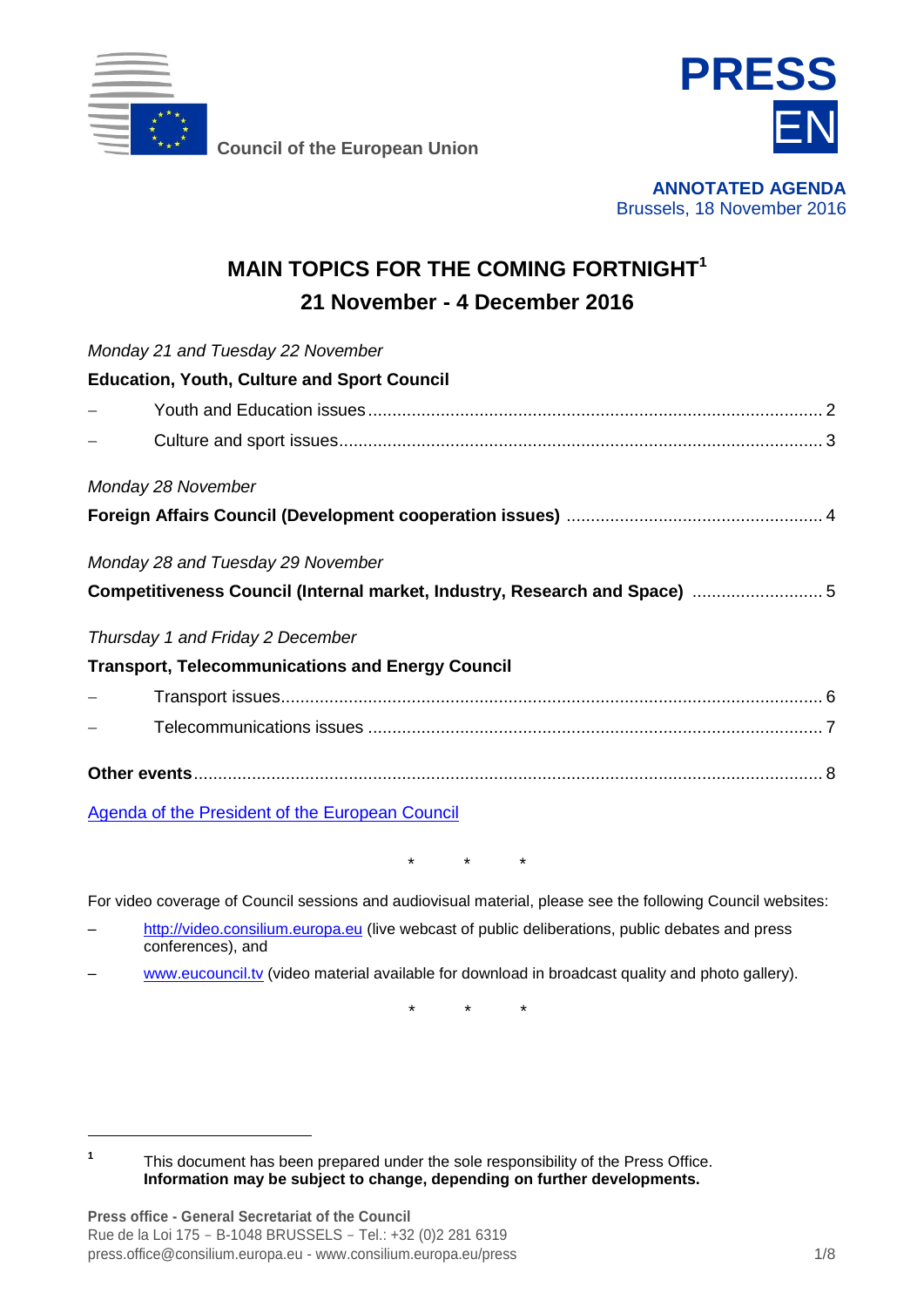Council of the European Union

**PRESS**
**EN**

**ANNOTATED AGENDA**
Brussels, 18 November 2016

# MAIN TOPICS FOR THE COMING FORTNIGHT[1]
## 21 November - 4 December 2016

*Monday 21 and Tuesday 22 November*

**Education, Youth, Culture and Sport Council**

– Youth and Education issues .......... 2
– Culture and sport issues .......... 3

*Monday 28 November*

**Foreign Affairs Council (Development cooperation issues)** .......... 4

*Monday 28 and Tuesday 29 November*

**Competitiveness Council (Internal market, Industry, Research and Space)** .......... 5

*Thursday 1 and Friday 2 December*

**Transport, Telecommunications and Energy Council**

– Transport issues .......... 6
– Telecommunications issues .......... 7

**Other events** .......... 8

[Agenda of the President of the European Council]()

\*   \*   \*

For video coverage of Council sessions and audiovisual material, please see the following Council websites:

– http://video.consilium.europa.eu (live webcast of public deliberations, public debates and press conferences), and
– www.eucouncil.tv (video material available for download in broadcast quality and photo gallery).

\*   \*   \*

[1] This document has been prepared under the sole responsibility of the Press Office. **Information may be subject to change, depending on further developments.**

**Press office - General Secretariat of the Council**
Rue de la Loi 175 – B-1048 BRUSSELS – Tel.: +32 (0)2 281 6319
press.office@consilium.europa.eu - www.consilium.europa.eu/press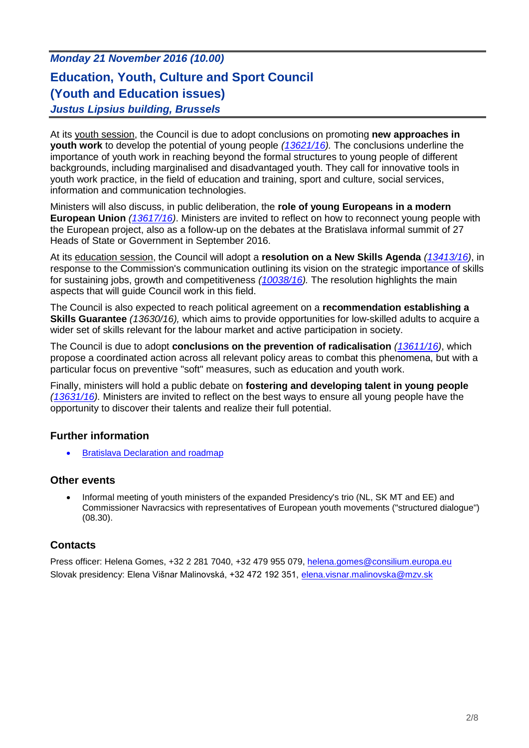***Monday 21 November 2016 (10.00)***

## Education, Youth, Culture and Sport Council (Youth and Education issues)

***Justus Lipsius building, Brussels***

At its youth session, the Council is due to adopt conclusions on promoting **new approaches in youth work** to develop the potential of young people *(13621/16).* The conclusions underline the importance of youth work in reaching beyond the formal structures to young people of different backgrounds, including marginalised and disadvantaged youth. They call for innovative tools in youth work practice, in the field of education and training, sport and culture, social services, information and communication technologies.

Ministers will also discuss, in public deliberation, the **role of young Europeans in a modern European Union** *(13617/16)*. Ministers are invited to reflect on how to reconnect young people with the European project, also as a follow-up on the debates at the Bratislava informal summit of 27 Heads of State or Government in September 2016.

At its education session, the Council will adopt a **resolution on a New Skills Agenda** *(13413/16)*, in response to the Commission's communication outlining its vision on the strategic importance of skills for sustaining jobs, growth and competitiveness *(10038/16).* The resolution highlights the main aspects that will guide Council work in this field.

The Council is also expected to reach political agreement on a **recommendation establishing a Skills Guarantee** *(13630/16),* which aims to provide opportunities for low-skilled adults to acquire a wider set of skills relevant for the labour market and active participation in society.

The Council is due to adopt **conclusions on the prevention of radicalisation** *(13611/16)*, which propose a coordinated action across all relevant policy areas to combat this phenomena, but with a particular focus on preventive "soft" measures, such as education and youth work.

Finally, ministers will hold a public debate on **fostering and developing talent in young people** *(13631/16).* Ministers are invited to reflect on the best ways to ensure all young people have the opportunity to discover their talents and realize their full potential.

### Further information

- Bratislava Declaration and roadmap

### Other events

- Informal meeting of youth ministers of the expanded Presidency's trio (NL, SK MT and EE) and Commissioner Navracsics with representatives of European youth movements ("structured dialogue") (08.30).

### Contacts

Press officer: Helena Gomes, +32 2 281 7040, +32 479 955 079, helena.gomes@consilium.europa.eu
Slovak presidency: Elena Višnar Malinovská, +32 472 192 351, elena.visnar.malinovska@mzv.sk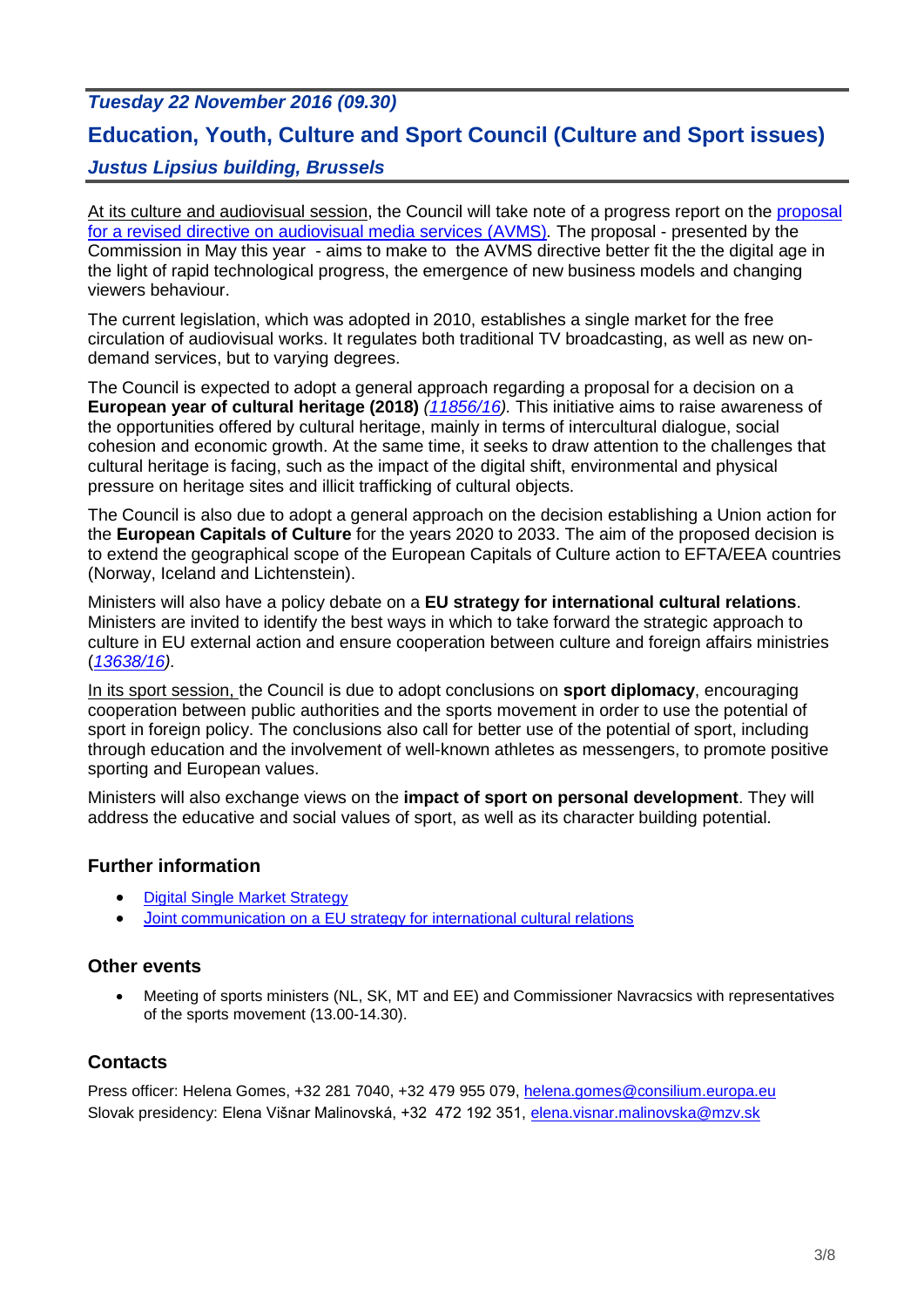*Tuesday 22 November 2016 (09.30)*

## Education, Youth, Culture and Sport Council (Culture and Sport issues)

*Justus Lipsius building, Brussels*

At its culture and audiovisual session, the Council will take note of a progress report on the proposal for a revised directive on audiovisual media services (AVMS). The proposal - presented by the Commission in May this year - aims to make to the AVMS directive better fit the the digital age in the light of rapid technological progress, the emergence of new business models and changing viewers behaviour.

The current legislation, which was adopted in 2010, establishes a single market for the free circulation of audiovisual works. It regulates both traditional TV broadcasting, as well as new on-demand services, but to varying degrees.

The Council is expected to adopt a general approach regarding a proposal for a decision on a **European year of cultural heritage (2018)** *(11856/16).* This initiative aims to raise awareness of the opportunities offered by cultural heritage, mainly in terms of intercultural dialogue, social cohesion and economic growth. At the same time, it seeks to draw attention to the challenges that cultural heritage is facing, such as the impact of the digital shift, environmental and physical pressure on heritage sites and illicit trafficking of cultural objects.

The Council is also due to adopt a general approach on the decision establishing a Union action for the **European Capitals of Culture** for the years 2020 to 2033. The aim of the proposed decision is to extend the geographical scope of the European Capitals of Culture action to EFTA/EEA countries (Norway, Iceland and Lichtenstein).

Ministers will also have a policy debate on a **EU strategy for international cultural relations**. Ministers are invited to identify the best ways in which to take forward the strategic approach to culture in EU external action and ensure cooperation between culture and foreign affairs ministries (*13638/16*).

In its sport session, the Council is due to adopt conclusions on **sport diplomacy**, encouraging cooperation between public authorities and the sports movement in order to use the potential of sport in foreign policy. The conclusions also call for better use of the potential of sport, including through education and the involvement of well-known athletes as messengers, to promote positive sporting and European values.

Ministers will also exchange views on the **impact of sport on personal development**. They will address the educative and social values of sport, as well as its character building potential.

### Further information

- Digital Single Market Strategy
- Joint communication on a EU strategy for international cultural relations

### Other events

- Meeting of sports ministers (NL, SK, MT and EE) and Commissioner Navracsics with representatives of the sports movement (13.00-14.30).

### Contacts

Press officer: Helena Gomes, +32 281 7040, +32 479 955 079, helena.gomes@consilium.europa.eu
Slovak presidency: Elena Višnar Malinovská, +32 472 192 351, elena.visnar.malinovska@mzv.sk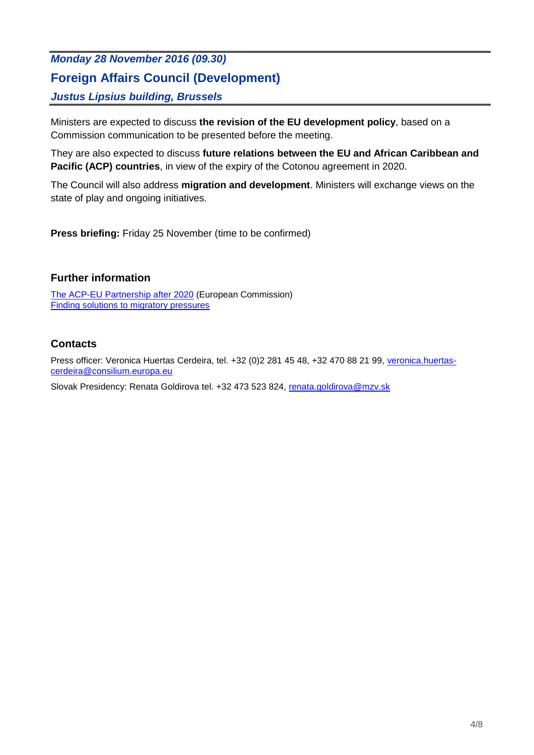***Monday 28 November 2016 (09.30)***

## Foreign Affairs Council (Development)

***Justus Lipsius building, Brussels***

Ministers are expected to discuss **the revision of the EU development policy**, based on a Commission communication to be presented before the meeting.

They are also expected to discuss **future relations between the EU and African Caribbean and Pacific (ACP) countries**, in view of the expiry of the Cotonou agreement in 2020.

The Council will also address **migration and development**. Ministers will exchange views on the state of play and ongoing initiatives.

**Press briefing:** Friday 25 November (time to be confirmed)

### Further information

The ACP-EU Partnership after 2020 (European Commission)
Finding solutions to migratory pressures

### Contacts

Press officer: Veronica Huertas Cerdeira, tel. +32 (0)2 281 45 48, +32 470 88 21 99, veronica.huertas-cerdeira@consilium.europa.eu

Slovak Presidency: Renata Goldirova tel. +32 473 523 824, renata.goldirova@mzv.sk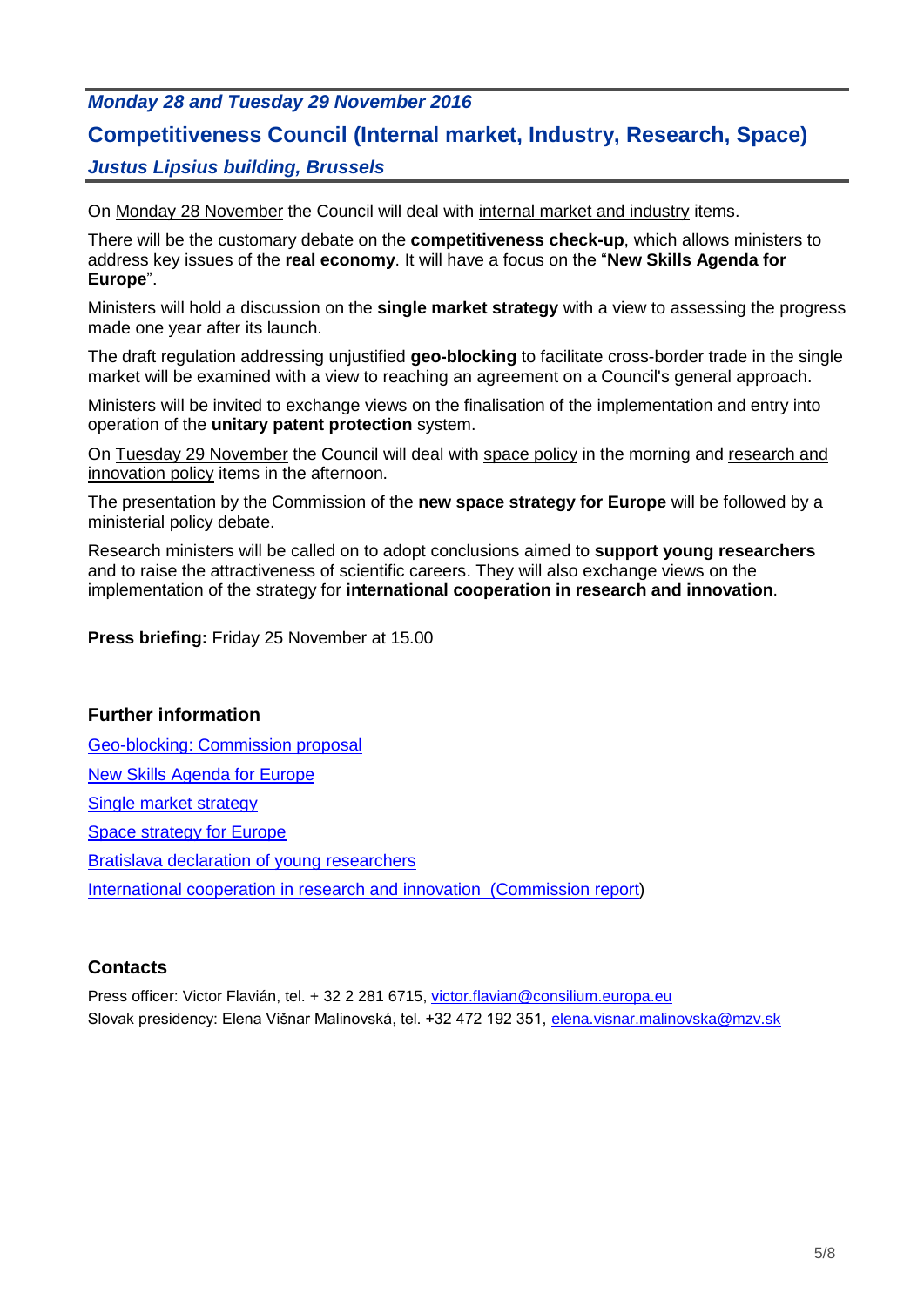*Monday 28 and Tuesday 29 November 2016*

## Competitiveness Council (Internal market, Industry, Research, Space)

*Justus Lipsius building, Brussels*

On Monday 28 November the Council will deal with internal market and industry items.

There will be the customary debate on the **competitiveness check-up**, which allows ministers to address key issues of the **real economy**. It will have a focus on the "**New Skills Agenda for Europe**".

Ministers will hold a discussion on the **single market strategy** with a view to assessing the progress made one year after its launch.

The draft regulation addressing unjustified **geo-blocking** to facilitate cross-border trade in the single market will be examined with a view to reaching an agreement on a Council's general approach.

Ministers will be invited to exchange views on the finalisation of the implementation and entry into operation of the **unitary patent protection** system.

On Tuesday 29 November the Council will deal with space policy in the morning and research and innovation policy items in the afternoon.

The presentation by the Commission of the **new space strategy for Europe** will be followed by a ministerial policy debate.

Research ministers will be called on to adopt conclusions aimed to **support young researchers** and to raise the attractiveness of scientific careers. They will also exchange views on the implementation of the strategy for **international cooperation in research and innovation**.

**Press briefing:** Friday 25 November at 15.00

### Further information

Geo-blocking: Commission proposal

New Skills Agenda for Europe

Single market strategy

Space strategy for Europe

Bratislava declaration of young researchers

International cooperation in research and innovation (Commission report)

### Contacts

Press officer: Victor Flavián, tel. + 32 2 281 6715, victor.flavian@consilium.europa.eu
Slovak presidency: Elena Višnar Malinovská, tel. +32 472 192 351, elena.visnar.malinovska@mzv.sk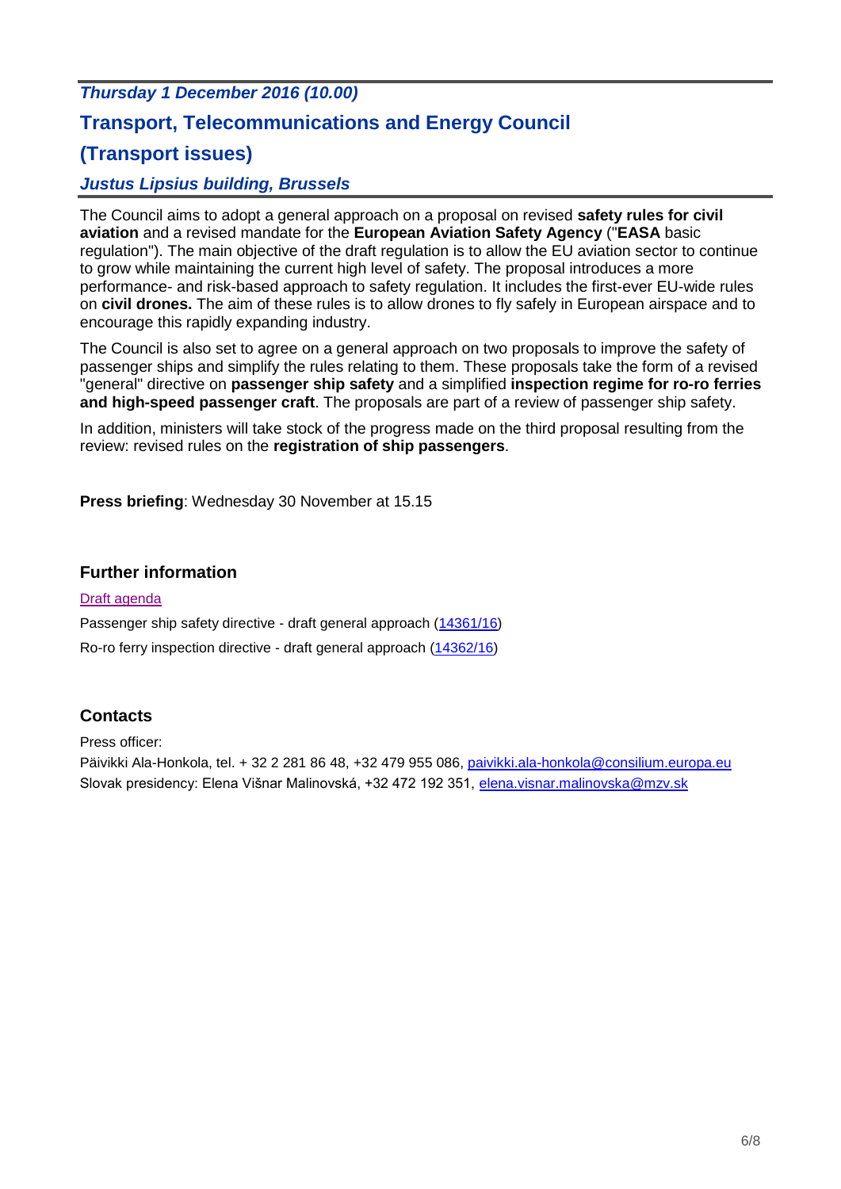*Thursday 1 December 2016 (10.00)*

## Transport, Telecommunications and Energy Council

## (Transport issues)

*Justus Lipsius building, Brussels*

The Council aims to adopt a general approach on a proposal on revised **safety rules for civil aviation** and a revised mandate for the **European Aviation Safety Agency** ("**EASA** basic regulation"). The main objective of the draft regulation is to allow the EU aviation sector to continue to grow while maintaining the current high level of safety. The proposal introduces a more performance- and risk-based approach to safety regulation. It includes the first-ever EU-wide rules on **civil drones.** The aim of these rules is to allow drones to fly safely in European airspace and to encourage this rapidly expanding industry.

The Council is also set to agree on a general approach on two proposals to improve the safety of passenger ships and simplify the rules relating to them. These proposals take the form of a revised "general" directive on **passenger ship safety** and a simplified **inspection regime for ro-ro ferries and high-speed passenger craft**. The proposals are part of a review of passenger ship safety.

In addition, ministers will take stock of the progress made on the third proposal resulting from the review: revised rules on the **registration of ship passengers**.

**Press briefing**: Wednesday 30 November at 15.15

### Further information

Draft agenda

Passenger ship safety directive - draft general approach (14361/16)

Ro-ro ferry inspection directive - draft general approach (14362/16)

### Contacts

Press officer:
Päivikki Ala-Honkola, tel. + 32 2 281 86 48, +32 479 955 086, paivikki.ala-honkola@consilium.europa.eu
Slovak presidency: Elena Višnar Malinovská, +32 472 192 351, elena.visnar.malinovska@mzv.sk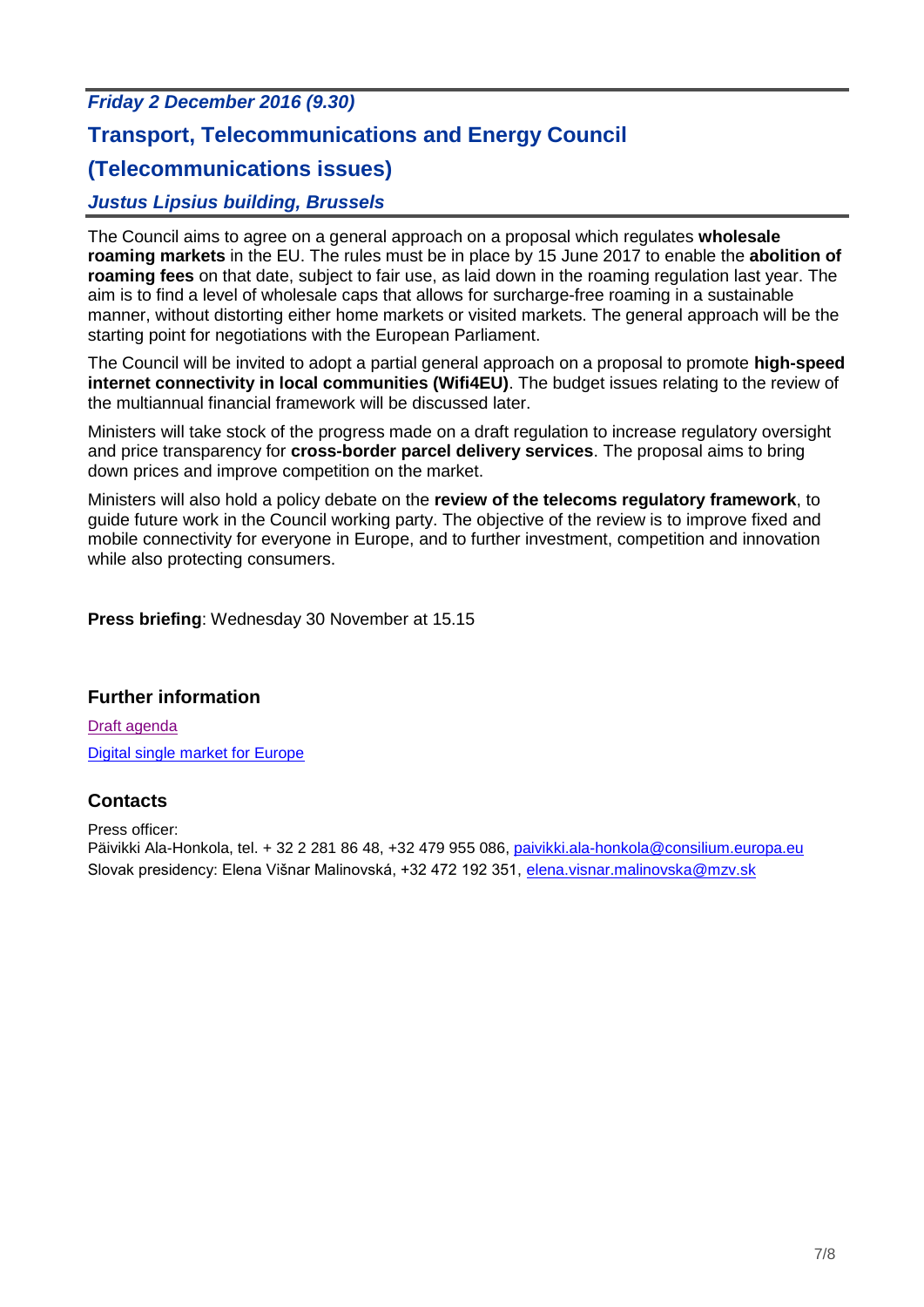*Friday 2 December 2016 (9.30)*

## Transport, Telecommunications and Energy Council (Telecommunications issues)

*Justus Lipsius building, Brussels*

The Council aims to agree on a general approach on a proposal which regulates **wholesale roaming markets** in the EU. The rules must be in place by 15 June 2017 to enable the **abolition of roaming fees** on that date, subject to fair use, as laid down in the roaming regulation last year. The aim is to find a level of wholesale caps that allows for surcharge-free roaming in a sustainable manner, without distorting either home markets or visited markets. The general approach will be the starting point for negotiations with the European Parliament.

The Council will be invited to adopt a partial general approach on a proposal to promote **high-speed internet connectivity in local communities (Wifi4EU)**. The budget issues relating to the review of the multiannual financial framework will be discussed later.

Ministers will take stock of the progress made on a draft regulation to increase regulatory oversight and price transparency for **cross-border parcel delivery services**. The proposal aims to bring down prices and improve competition on the market.

Ministers will also hold a policy debate on the **review of the telecoms regulatory framework**, to guide future work in the Council working party. The objective of the review is to improve fixed and mobile connectivity for everyone in Europe, and to further investment, competition and innovation while also protecting consumers.

**Press briefing**: Wednesday 30 November at 15.15

### Further information

Draft agenda

Digital single market for Europe

### Contacts

Press officer:
Päivikki Ala-Honkola, tel. + 32 2 281 86 48, +32 479 955 086, paivikki.ala-honkola@consilium.europa.eu
Slovak presidency: Elena Višnar Malinovská, +32 472 192 351, elena.visnar.malinovska@mzv.sk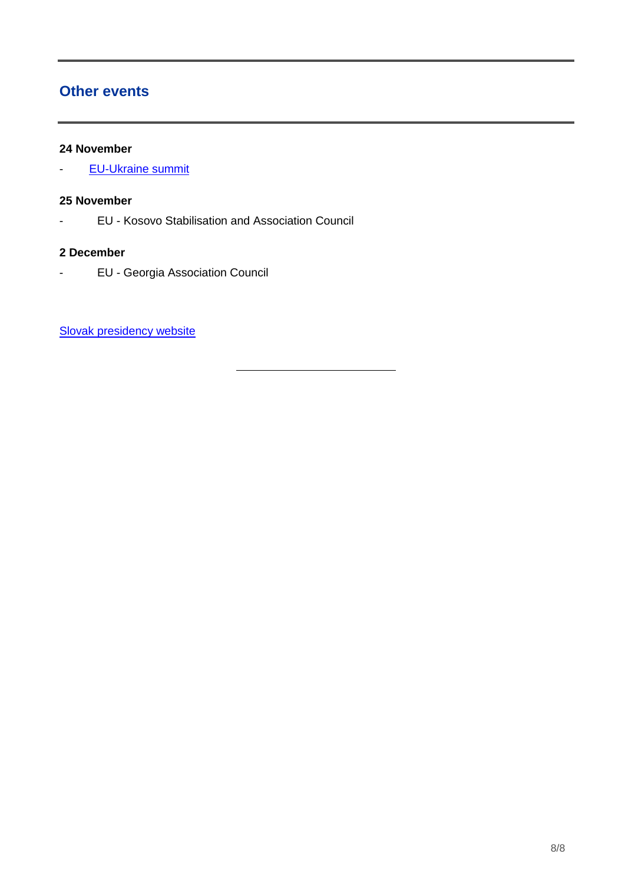## Other events

**24 November**

- EU-Ukraine summit

**25 November**

- EU - Kosovo Stabilisation and Association Council

**2 December**

- EU - Georgia Association Council

Slovak presidency website